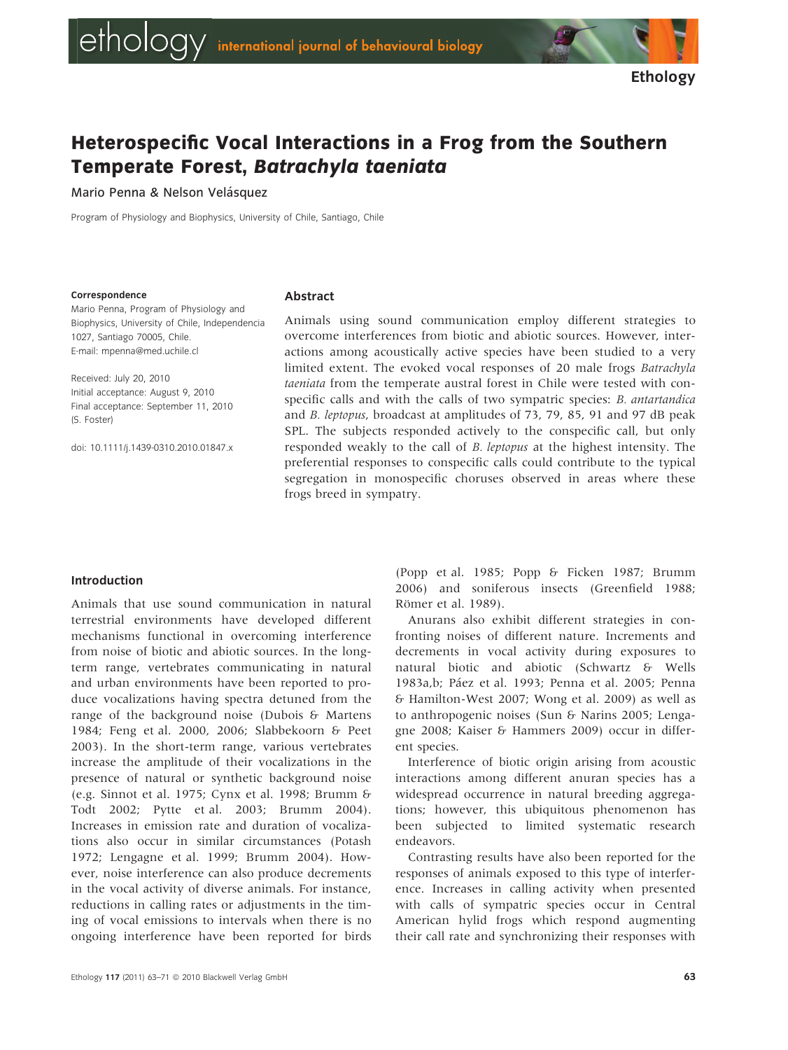# Heterospecific Vocal Interactions in a Frog from the Southern Temperate Forest, *Batrachyla taeniata*

Mario Penna & Nelson Velásquez

Program of Physiology and Biophysics, University of Chile, Santiago, Chile

**Correspondence**

Mario Penna, Program of Physiology and Biophysics, University of Chile, Independencia 1027, Santiago 70005, Chile.
E-mail: mpenna@med.uchile.cl

Received: July 20, 2010
Initial acceptance: August 9, 2010
Final acceptance: September 11, 2010
(S. Foster)

doi: 10.1111/j.1439-0310.2010.01847.x

## Abstract

Animals using sound communication employ different strategies to overcome interferences from biotic and abiotic sources. However, interactions among acoustically active species have been studied to a very limited extent. The evoked vocal responses of 20 male frogs *Batrachyla taeniata* from the temperate austral forest in Chile were tested with conspecific calls and with the calls of two sympatric species: *B. antartandica* and *B. leptopus*, broadcast at amplitudes of 73, 79, 85, 91 and 97 dB peak SPL. The subjects responded actively to the conspecific call, but only responded weakly to the call of *B. leptopus* at the highest intensity. The preferential responses to conspecific calls could contribute to the typical segregation in monospecific choruses observed in areas where these frogs breed in sympatry.

## Introduction

Animals that use sound communication in natural terrestrial environments have developed different mechanisms functional in overcoming interference from noise of biotic and abiotic sources. In the long-term range, vertebrates communicating in natural and urban environments have been reported to produce vocalizations having spectra detuned from the range of the background noise (Dubois & Martens 1984; Feng et al. 2000, 2006; Slabbekoorn & Peet 2003). In the short-term range, various vertebrates increase the amplitude of their vocalizations in the presence of natural or synthetic background noise (e.g. Sinnot et al. 1975; Cynx et al. 1998; Brumm & Todt 2002; Pytte et al. 2003; Brumm 2004). Increases in emission rate and duration of vocalizations also occur in similar circumstances (Potash 1972; Lengagne et al. 1999; Brumm 2004). However, noise interference can also produce decrements in the vocal activity of diverse animals. For instance, reductions in calling rates or adjustments in the timing of vocal emissions to intervals when there is no ongoing interference have been reported for birds (Popp et al. 1985; Popp & Ficken 1987; Brumm 2006) and soniferous insects (Greenfield 1988; Römer et al. 1989).

Anurans also exhibit different strategies in confronting noises of different nature. Increments and decrements in vocal activity during exposures to natural biotic and abiotic (Schwartz & Wells 1983a,b; Páez et al. 1993; Penna et al. 2005; Penna & Hamilton-West 2007; Wong et al. 2009) as well as to anthropogenic noises (Sun & Narins 2005; Lengagne 2008; Kaiser & Hammers 2009) occur in different species.

Interference of biotic origin arising from acoustic interactions among different anuran species has a widespread occurrence in natural breeding aggregations; however, this ubiquitous phenomenon has been subjected to limited systematic research endeavors.

Contrasting results have also been reported for the responses of animals exposed to this type of interference. Increases in calling activity when presented with calls of sympatric species occur in Central American hylid frogs which respond augmenting their call rate and synchronizing their responses with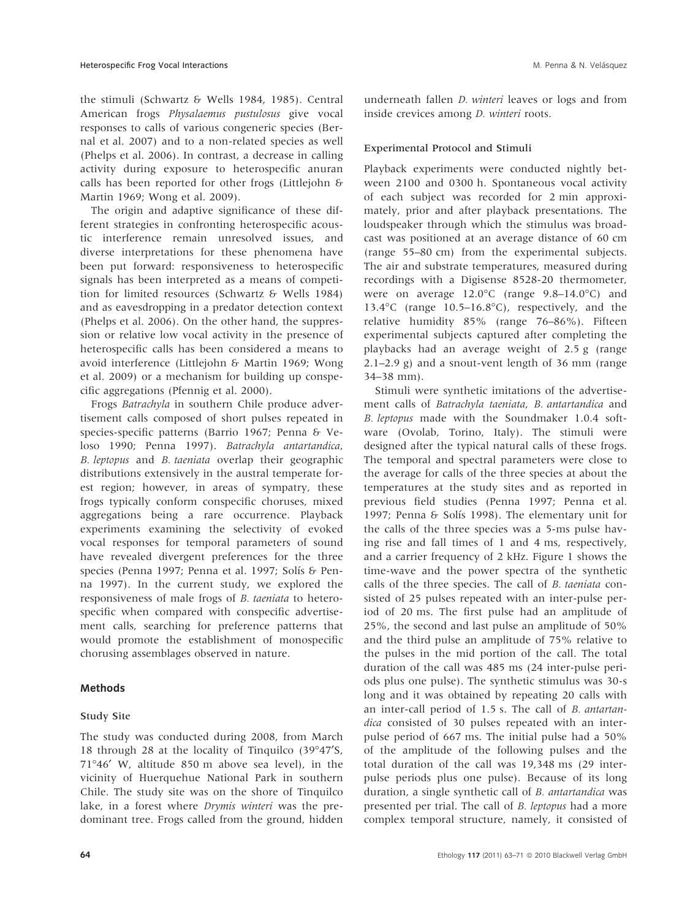the stimuli (Schwartz & Wells 1984, 1985). Central American frogs *Physalaemus pustulosus* give vocal responses to calls of various congeneric species (Bernal et al. 2007) and to a non-related species as well (Phelps et al. 2006). In contrast, a decrease in calling activity during exposure to heterospecific anuran calls has been reported for other frogs (Littlejohn & Martin 1969; Wong et al. 2009).

The origin and adaptive significance of these different strategies in confronting heterospecific acoustic interference remain unresolved issues, and diverse interpretations for these phenomena have been put forward: responsiveness to heterospecific signals has been interpreted as a means of competition for limited resources (Schwartz & Wells 1984) and as eavesdropping in a predator detection context (Phelps et al. 2006). On the other hand, the suppression or relative low vocal activity in the presence of heterospecific calls has been considered a means to avoid interference (Littlejohn & Martin 1969; Wong et al. 2009) or a mechanism for building up conspecific aggregations (Pfennig et al. 2000).

Frogs *Batrachyla* in southern Chile produce advertisement calls composed of short pulses repeated in species-specific patterns (Barrio 1967; Penna & Veloso 1990; Penna 1997). *Batrachyla antartandica*, *B. leptopus* and *B. taeniata* overlap their geographic distributions extensively in the austral temperate forest region; however, in areas of sympatry, these frogs typically conform conspecific choruses, mixed aggregations being a rare occurrence. Playback experiments examining the selectivity of evoked vocal responses for temporal parameters of sound have revealed divergent preferences for the three species (Penna 1997; Penna et al. 1997; Solís & Penna 1997). In the current study, we explored the responsiveness of male frogs of *B. taeniata* to heterospecific when compared with conspecific advertisement calls, searching for preference patterns that would promote the establishment of monospecific chorusing assemblages observed in nature.

## Methods

### Study Site

The study was conducted during 2008, from March 18 through 28 at the locality of Tinquilco (39°47′S, 71°46′ W, altitude 850 m above sea level), in the vicinity of Huerquehue National Park in southern Chile. The study site was on the shore of Tinquilco lake, in a forest where *Drymis winteri* was the predominant tree. Frogs called from the ground, hidden underneath fallen *D. winteri* leaves or logs and from inside crevices among *D. winteri* roots.

### Experimental Protocol and Stimuli

Playback experiments were conducted nightly between 2100 and 0300 h. Spontaneous vocal activity of each subject was recorded for 2 min approximately, prior and after playback presentations. The loudspeaker through which the stimulus was broadcast was positioned at an average distance of 60 cm (range 55–80 cm) from the experimental subjects. The air and substrate temperatures, measured during recordings with a Digisense 8528-20 thermometer, were on average 12.0°C (range 9.8–14.0°C) and 13.4°C (range 10.5–16.8°C), respectively, and the relative humidity 85% (range 76–86%). Fifteen experimental subjects captured after completing the playbacks had an average weight of 2.5 g (range 2.1–2.9 g) and a snout-vent length of 36 mm (range 34–38 mm).

Stimuli were synthetic imitations of the advertisement calls of *Batrachyla taeniata*, *B. antartandica* and *B. leptopus* made with the Soundmaker 1.0.4 software (Ovolab, Torino, Italy). The stimuli were designed after the typical natural calls of these frogs. The temporal and spectral parameters were close to the average for calls of the three species at about the temperatures at the study sites and as reported in previous field studies (Penna 1997; Penna et al. 1997; Penna & Solís 1998). The elementary unit for the calls of the three species was a 5-ms pulse having rise and fall times of 1 and 4 ms, respectively, and a carrier frequency of 2 kHz. Figure 1 shows the time-wave and the power spectra of the synthetic calls of the three species. The call of *B. taeniata* consisted of 25 pulses repeated with an inter-pulse period of 20 ms. The first pulse had an amplitude of 25%, the second and last pulse an amplitude of 50% and the third pulse an amplitude of 75% relative to the pulses in the mid portion of the call. The total duration of the call was 485 ms (24 inter-pulse periods plus one pulse). The synthetic stimulus was 30-s long and it was obtained by repeating 20 calls with an inter-call period of 1.5 s. The call of *B. antartandica* consisted of 30 pulses repeated with an inter-pulse period of 667 ms. The initial pulse had a 50% of the amplitude of the following pulses and the total duration of the call was 19,348 ms (29 inter-pulse periods plus one pulse). Because of its long duration, a single synthetic call of *B. antartandica* was presented per trial. The call of *B. leptopus* had a more complex temporal structure, namely, it consisted of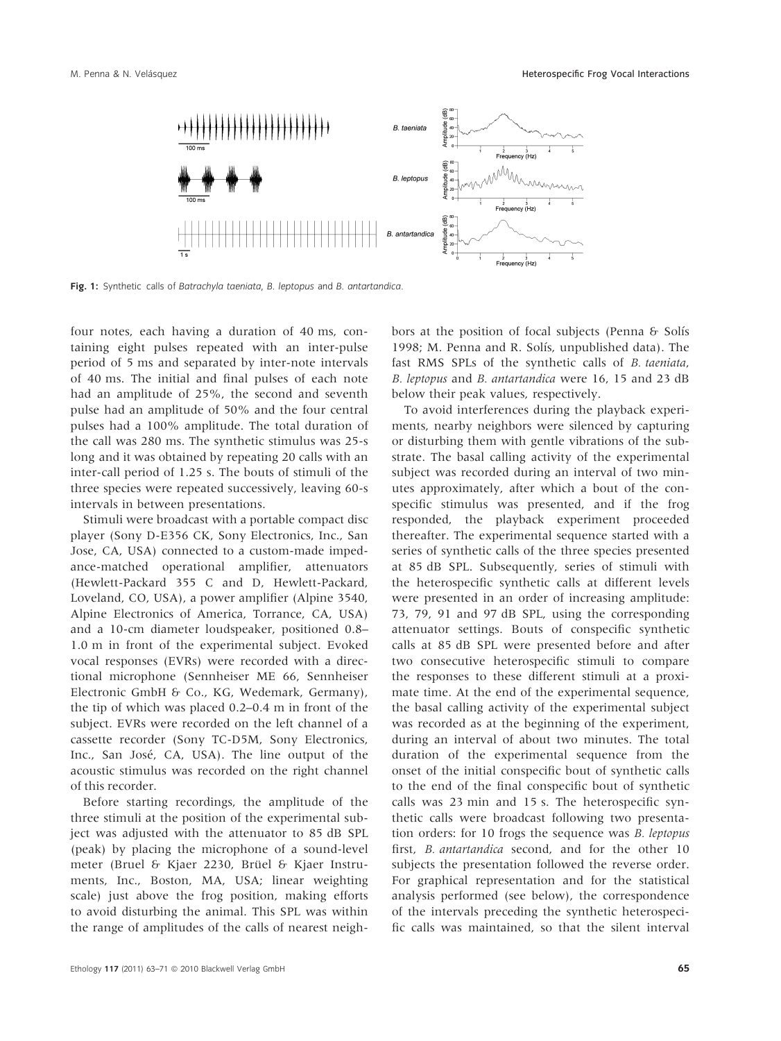Fig. 1: Synthetic calls of *Batrachyla taeniata*, *B. leptopus* and *B. antartandica*.

four notes, each having a duration of 40 ms, containing eight pulses repeated with an inter-pulse period of 5 ms and separated by inter-note intervals of 40 ms. The initial and final pulses of each note had an amplitude of 25%, the second and seventh pulse had an amplitude of 50% and the four central pulses had a 100% amplitude. The total duration of the call was 280 ms. The synthetic stimulus was 25-s long and it was obtained by repeating 20 calls with an inter-call period of 1.25 s. The bouts of stimuli of the three species were repeated successively, leaving 60-s intervals in between presentations.

Stimuli were broadcast with a portable compact disc player (Sony D-E356 CK, Sony Electronics, Inc., San Jose, CA, USA) connected to a custom-made impedance-matched operational amplifier, attenuators (Hewlett-Packard 355 C and D, Hewlett-Packard, Loveland, CO, USA), a power amplifier (Alpine 3540, Alpine Electronics of America, Torrance, CA, USA) and a 10-cm diameter loudspeaker, positioned 0.8–1.0 m in front of the experimental subject. Evoked vocal responses (EVRs) were recorded with a directional microphone (Sennheiser ME 66, Sennheiser Electronic GmbH & Co., KG, Wedemark, Germany), the tip of which was placed 0.2–0.4 m in front of the subject. EVRs were recorded on the left channel of a cassette recorder (Sony TC-D5M, Sony Electronics, Inc., San José, CA, USA). The line output of the acoustic stimulus was recorded on the right channel of this recorder.

Before starting recordings, the amplitude of the three stimuli at the position of the experimental subject was adjusted with the attenuator to 85 dB SPL (peak) by placing the microphone of a sound-level meter (Bruel & Kjaer 2230, Brüel & Kjaer Instruments, Inc., Boston, MA, USA; linear weighting scale) just above the frog position, making efforts to avoid disturbing the animal. This SPL was within the range of amplitudes of the calls of nearest neighbors at the position of focal subjects (Penna & Solís 1998; M. Penna and R. Solís, unpublished data). The fast RMS SPLs of the synthetic calls of *B. taeniata*, *B. leptopus* and *B. antartandica* were 16, 15 and 23 dB below their peak values, respectively.

To avoid interferences during the playback experiments, nearby neighbors were silenced by capturing or disturbing them with gentle vibrations of the substrate. The basal calling activity of the experimental subject was recorded during an interval of two minutes approximately, after which a bout of the conspecific stimulus was presented, and if the frog responded, the playback experiment proceeded thereafter. The experimental sequence started with a series of synthetic calls of the three species presented at 85 dB SPL. Subsequently, series of stimuli with the heterospecific synthetic calls at different levels were presented in an order of increasing amplitude: 73, 79, 91 and 97 dB SPL, using the corresponding attenuator settings. Bouts of conspecific synthetic calls at 85 dB SPL were presented before and after two consecutive heterospecific stimuli to compare the responses to these different stimuli at a proximate time. At the end of the experimental sequence, the basal calling activity of the experimental subject was recorded as at the beginning of the experiment, during an interval of about two minutes. The total duration of the experimental sequence from the onset of the initial conspecific bout of synthetic calls to the end of the final conspecific bout of synthetic calls was 23 min and 15 s. The heterospecific synthetic calls were broadcast following two presentation orders: for 10 frogs the sequence was *B. leptopus* first, *B. antartandica* second, and for the other 10 subjects the presentation followed the reverse order. For graphical representation and for the statistical analysis performed (see below), the correspondence of the intervals preceding the synthetic heterospecific calls was maintained, so that the silent interval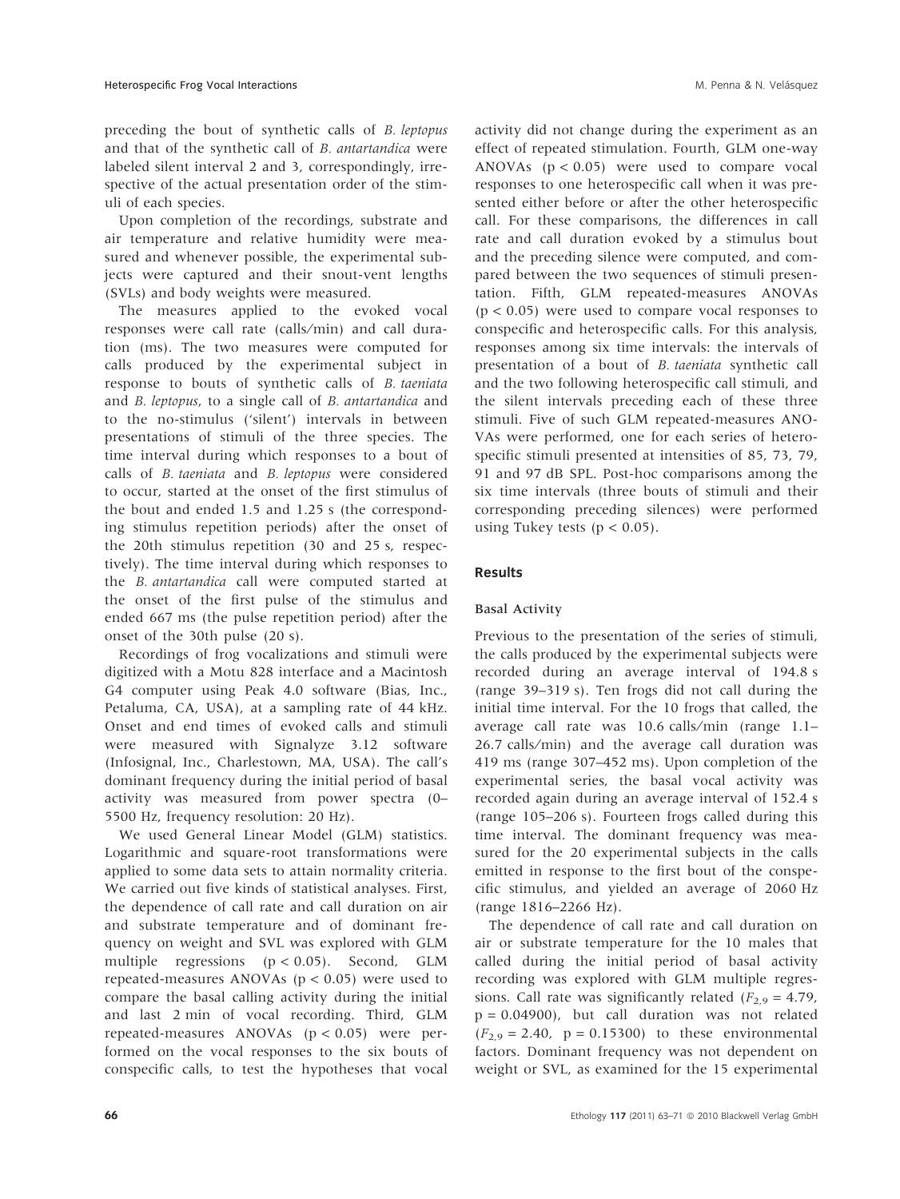preceding the bout of synthetic calls of *B. leptopus* and that of the synthetic call of *B. antartandica* were labeled silent interval 2 and 3, correspondingly, irrespective of the actual presentation order of the stimuli of each species.

Upon completion of the recordings, substrate and air temperature and relative humidity were measured and whenever possible, the experimental subjects were captured and their snout-vent lengths (SVLs) and body weights were measured.

The measures applied to the evoked vocal responses were call rate (calls/min) and call duration (ms). The two measures were computed for calls produced by the experimental subject in response to bouts of synthetic calls of *B. taeniata* and *B. leptopus*, to a single call of *B. antartandica* and to the no-stimulus ('silent') intervals in between presentations of stimuli of the three species. The time interval during which responses to a bout of calls of *B. taeniata* and *B. leptopus* were considered to occur, started at the onset of the first stimulus of the bout and ended 1.5 and 1.25 s (the corresponding stimulus repetition periods) after the onset of the 20th stimulus repetition (30 and 25 s, respectively). The time interval during which responses to the *B. antartandica* call were computed started at the onset of the first pulse of the stimulus and ended 667 ms (the pulse repetition period) after the onset of the 30th pulse (20 s).

Recordings of frog vocalizations and stimuli were digitized with a Motu 828 interface and a Macintosh G4 computer using Peak 4.0 software (Bias, Inc., Petaluma, CA, USA), at a sampling rate of 44 kHz. Onset and end times of evoked calls and stimuli were measured with Signalyze 3.12 software (Infosignal, Inc., Charlestown, MA, USA). The call's dominant frequency during the initial period of basal activity was measured from power spectra (0–5500 Hz, frequency resolution: 20 Hz).

We used General Linear Model (GLM) statistics. Logarithmic and square-root transformations were applied to some data sets to attain normality criteria. We carried out five kinds of statistical analyses. First, the dependence of call rate and call duration on air and substrate temperature and of dominant frequency on weight and SVL was explored with GLM multiple regressions ($p < 0.05$). Second, GLM repeated-measures ANOVAs ($p < 0.05$) were used to compare the basal calling activity during the initial and last 2 min of vocal recording. Third, GLM repeated-measures ANOVAs ($p < 0.05$) were performed on the vocal responses to the six bouts of conspecific calls, to test the hypotheses that vocal activity did not change during the experiment as an effect of repeated stimulation. Fourth, GLM one-way ANOVAs ($p < 0.05$) were used to compare vocal responses to one heterospecific call when it was presented either before or after the other heterospecific call. For these comparisons, the differences in call rate and call duration evoked by a stimulus bout and the preceding silence were computed, and compared between the two sequences of stimuli presentation. Fifth, GLM repeated-measures ANOVAs ($p < 0.05$) were used to compare vocal responses to conspecific and heterospecific calls. For this analysis, responses among six time intervals: the intervals of presentation of a bout of *B. taeniata* synthetic call and the two following heterospecific call stimuli, and the silent intervals preceding each of these three stimuli. Five of such GLM repeated-measures ANOVAs were performed, one for each series of heterospecific stimuli presented at intensities of 85, 73, 79, 91 and 97 dB SPL. Post-hoc comparisons among the six time intervals (three bouts of stimuli and their corresponding preceding silences) were performed using Tukey tests ($p < 0.05$).

## Results

### Basal Activity

Previous to the presentation of the series of stimuli, the calls produced by the experimental subjects were recorded during an average interval of 194.8 s (range 39–319 s). Ten frogs did not call during the initial time interval. For the 10 frogs that called, the average call rate was 10.6 calls/min (range 1.1–26.7 calls/min) and the average call duration was 419 ms (range 307–452 ms). Upon completion of the experimental series, the basal vocal activity was recorded again during an average interval of 152.4 s (range 105–206 s). Fourteen frogs called during this time interval. The dominant frequency was measured for the 20 experimental subjects in the calls emitted in response to the first bout of the conspecific stimulus, and yielded an average of 2060 Hz (range 1816–2266 Hz).

The dependence of call rate and call duration on air or substrate temperature for the 10 males that called during the initial period of basal activity recording was explored with GLM multiple regressions. Call rate was significantly related ($F_{2,9} = 4.79$, $p = 0.04900$), but call duration was not related ($F_{2,9} = 2.40$, $p = 0.15300$) to these environmental factors. Dominant frequency was not dependent on weight or SVL, as examined for the 15 experimental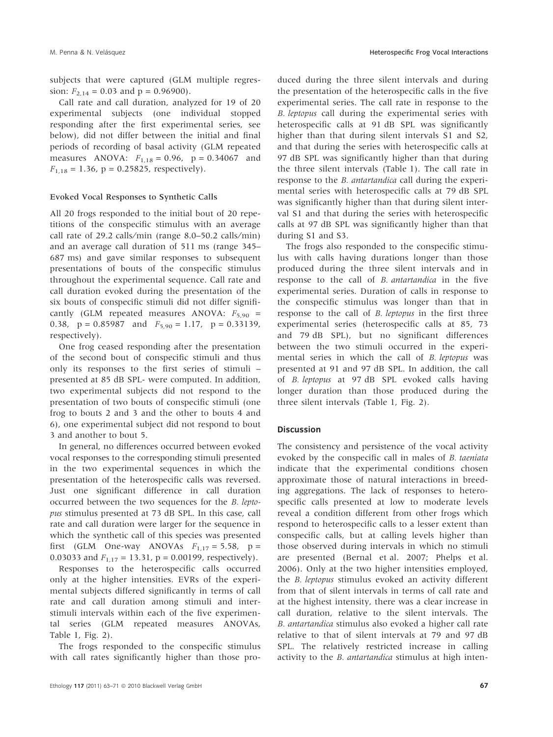subjects that were captured (GLM multiple regression: $F_{2,14} = 0.03$ and $p = 0.96900$).

Call rate and call duration, analyzed for 19 of 20 experimental subjects (one individual stopped responding after the first experimental series, see below), did not differ between the initial and final periods of recording of basal activity (GLM repeated measures ANOVA: $F_{1,18} = 0.96$, $p = 0.34067$ and $F_{1,18} = 1.36$, $p = 0.25825$, respectively).

### Evoked Vocal Responses to Synthetic Calls

All 20 frogs responded to the initial bout of 20 repetitions of the conspecific stimulus with an average call rate of 29.2 calls/min (range 8.0–50.2 calls/min) and an average call duration of 511 ms (range 345–687 ms) and gave similar responses to subsequent presentations of bouts of the conspecific stimulus throughout the experimental sequence. Call rate and call duration evoked during the presentation of the six bouts of conspecific stimuli did not differ significantly (GLM repeated measures ANOVA: $F_{5,90} = 0.38$, $p = 0.85987$ and $F_{5,90} = 1.17$, $p = 0.33139$, respectively).

One frog ceased responding after the presentation of the second bout of conspecific stimuli and thus only its responses to the first series of stimuli – presented at 85 dB SPL- were computed. In addition, two experimental subjects did not respond to the presentation of two bouts of conspecific stimuli (one frog to bouts 2 and 3 and the other to bouts 4 and 6), one experimental subject did not respond to bout 3 and another to bout 5.

In general, no differences occurred between evoked vocal responses to the corresponding stimuli presented in the two experimental sequences in which the presentation of the heterospecific calls was reversed. Just one significant difference in call duration occurred between the two sequences for the *B. leptopus* stimulus presented at 73 dB SPL. In this case, call rate and call duration were larger for the sequence in which the synthetic call of this species was presented first (GLM One-way ANOVAs $F_{1,17} = 5.58$, $p = 0.03033$ and $F_{1,17} = 13.31$, $p = 0.00199$, respectively).

Responses to the heterospecific calls occurred only at the higher intensities. EVRs of the experimental subjects differed significantly in terms of call rate and call duration among stimuli and inter-stimuli intervals within each of the five experimental series (GLM repeated measures ANOVAs, Table 1, Fig. 2).

The frogs responded to the conspecific stimulus with call rates significantly higher than those produced during the three silent intervals and during the presentation of the heterospecific calls in the five experimental series. The call rate in response to the *B. leptopus* call during the experimental series with heterospecific calls at 91 dB SPL was significantly higher than that during silent intervals S1 and S2, and that during the series with heterospecific calls at 97 dB SPL was significantly higher than that during the three silent intervals (Table 1). The call rate in response to the *B. antartandica* call during the experimental series with heterospecific calls at 79 dB SPL was significantly higher than that during silent interval S1 and that during the series with heterospecific calls at 97 dB SPL was significantly higher than that during S1 and S3.

The frogs also responded to the conspecific stimulus with calls having durations longer than those produced during the three silent intervals and in response to the call of *B. antartandica* in the five experimental series. Duration of calls in response to the conspecific stimulus was longer than that in response to the call of *B. leptopus* in the first three experimental series (heterospecific calls at 85, 73 and 79 dB SPL), but no significant differences between the two stimuli occurred in the experimental series in which the call of *B. leptopus* was presented at 91 and 97 dB SPL. In addition, the call of *B. leptopus* at 97 dB SPL evoked calls having longer duration than those produced during the three silent intervals (Table 1, Fig. 2).

## Discussion

The consistency and persistence of the vocal activity evoked by the conspecific call in males of *B. taeniata* indicate that the experimental conditions chosen approximate those of natural interactions in breeding aggregations. The lack of responses to heterospecific calls presented at low to moderate levels reveal a condition different from other frogs which respond to heterospecific calls to a lesser extent than conspecific calls, but at calling levels higher than those observed during intervals in which no stimuli are presented (Bernal et al. 2007; Phelps et al. 2006). Only at the two higher intensities employed, the *B. leptopus* stimulus evoked an activity different from that of silent intervals in terms of call rate and at the highest intensity, there was a clear increase in call duration, relative to the silent intervals. The *B. antartandica* stimulus also evoked a higher call rate relative to that of silent intervals at 79 and 97 dB SPL. The relatively restricted increase in calling activity to the *B. antartandica* stimulus at high inten-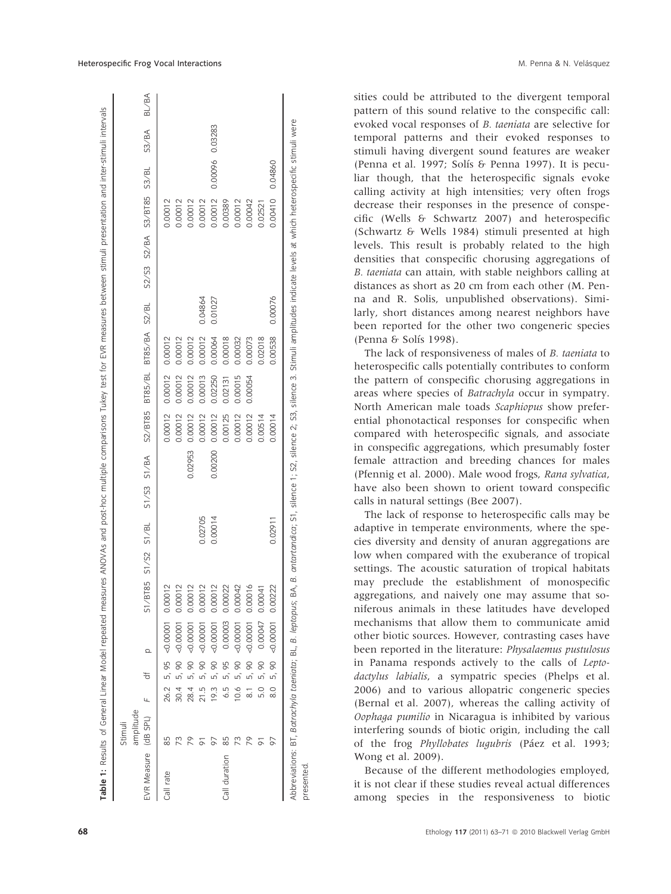**Table 1:** Results of General Linear Model repeated measures ANOVAs and post-hoc multiple comparisons Tukey test for EVR measures between stimuli presentation and inter-stimuli intervals

| EVR Measure | Stimuli amplitude (dB SPL) | F | df | p | S1/BT85 | S1/S2 | S1/BL | S1/S3 | S1/BA | S2/BT85 | BT85/BL | BT85/BA | S2/BL | S2/S3 | S2/BA | S3/BT85 | S3/BL | S3/BA | BL/BA |
|---|---|---|---|---|---|---|---|---|---|---|---|---|---|---|---|---|---|---|---|
| Call rate | 85 | 26.2 | 5, 95 | <0.00001 | 0.00012 | | | | | 0.00012 | 0.00012 | 0.00012 | | | | 0.00012 | | | |
| | 73 | 30.4 | 5, 90 | <0.00001 | 0.00012 | | | | | 0.00012 | 0.00012 | 0.00012 | | | | 0.00012 | | | |
| | 79 | 28.4 | 5, 90 | <0.00001 | 0.00012 | | | | 0.02953 | 0.00012 | 0.00012 | 0.00012 | | | | 0.00012 | | | |
| | 91 | 21.5 | 5, 90 | <0.00001 | 0.00012 | | 0.02705 | | | 0.00012 | 0.00013 | 0.00012 | 0.04864 | | | 0.00012 | | | |
| | 97 | 19.3 | 5, 90 | <0.00001 | 0.00012 | | 0.00014 | | 0.00200 | 0.00012 | 0.02250 | 0.00064 | 0.01027 | | | 0.00012 | 0.00096 | 0.03283 | |
| Call duration | 85 | 6.5 | 5, 95 | 0.00003 | 0.00022 | | | | | 0.00125 | 0.02131 | 0.00018 | | | | 0.00389 | | | |
| | 73 | 10.6 | 5, 90 | <0.00001 | 0.00042 | | | | | 0.00012 | 0.00015 | 0.00032 | | | | 0.00012 | | | |
| | 79 | 8.1 | 5, 90 | <0.00001 | 0.00016 | | | | | 0.00012 | 0.00054 | 0.00073 | | | | 0.00042 | | | |
| | 91 | 5.0 | 5, 90 | 0.00047 | 0.00041 | | | | | 0.00514 | | 0.02018 | | | | 0.02521 | | | |
| | 97 | 8.0 | 5, 90 | <0.00001 | 0.00222 | | 0.02911 | | | 0.00014 | | 0.00538 | 0.00076 | | | 0.00410 | 0.04860 | | |

Abbreviations: BT, *Batrachyla taeniata*; BL, *B. leptopus*; BA, *B. antartandica*; S1, silence 1; S2, silence 2; S3, silence 3. Stimuli amplitudes indicate levels at which heterospecific stimuli were presented.

sities could be attributed to the divergent temporal pattern of this sound relative to the conspecific call: evoked vocal responses of *B. taeniata* are selective for temporal patterns and their evoked responses to stimuli having divergent sound features are weaker (Penna et al. 1997; Solís & Penna 1997). It is peculiar though, that the heterospecific signals evoke calling activity at high intensities; very often frogs decrease their responses in the presence of conspecific (Wells & Schwartz 2007) and heterospecific (Schwartz & Wells 1984) stimuli presented at high levels. This result is probably related to the high densities that conspecific chorusing aggregations of *B. taeniata* can attain, with stable neighbors calling at distances as short as 20 cm from each other (M. Penna and R. Solis, unpublished observations). Similarly, short distances among nearest neighbors have been reported for the other two congeneric species (Penna & Solís 1998).

The lack of responsiveness of males of *B. taeniata* to heterospecific calls potentially contributes to conform the pattern of conspecific chorusing aggregations in areas where species of *Batrachyla* occur in sympatry. North American male toads *Scaphiopus* show preferential phonotactical responses for conspecific when compared with heterospecific signals, and associate in conspecific aggregations, which presumably foster female attraction and breeding chances for males (Pfennig et al. 2000). Male wood frogs, *Rana sylvatica*, have also been shown to orient toward conspecific calls in natural settings (Bee 2007).

The lack of response to heterospecific calls may be adaptive in temperate environments, where the species diversity and density of anuran aggregations are low when compared with the exuberance of tropical settings. The acoustic saturation of tropical habitats may preclude the establishment of monospecific aggregations, and naively one may assume that soniferous animals in these latitudes have developed mechanisms that allow them to communicate amid other biotic sources. However, contrasting cases have been reported in the literature: *Physalaemus pustulosus* in Panama responds actively to the calls of *Leptodactylus labialis*, a sympatric species (Phelps et al. 2006) and to various allopatric congeneric species (Bernal et al. 2007), whereas the calling activity of *Oophaga pumilio* in Nicaragua is inhibited by various interfering sounds of biotic origin, including the call of the frog *Phyllobates lugubris* (Páez et al. 1993; Wong et al. 2009).

Because of the different methodologies employed, it is not clear if these studies reveal actual differences among species in the responsiveness to biotic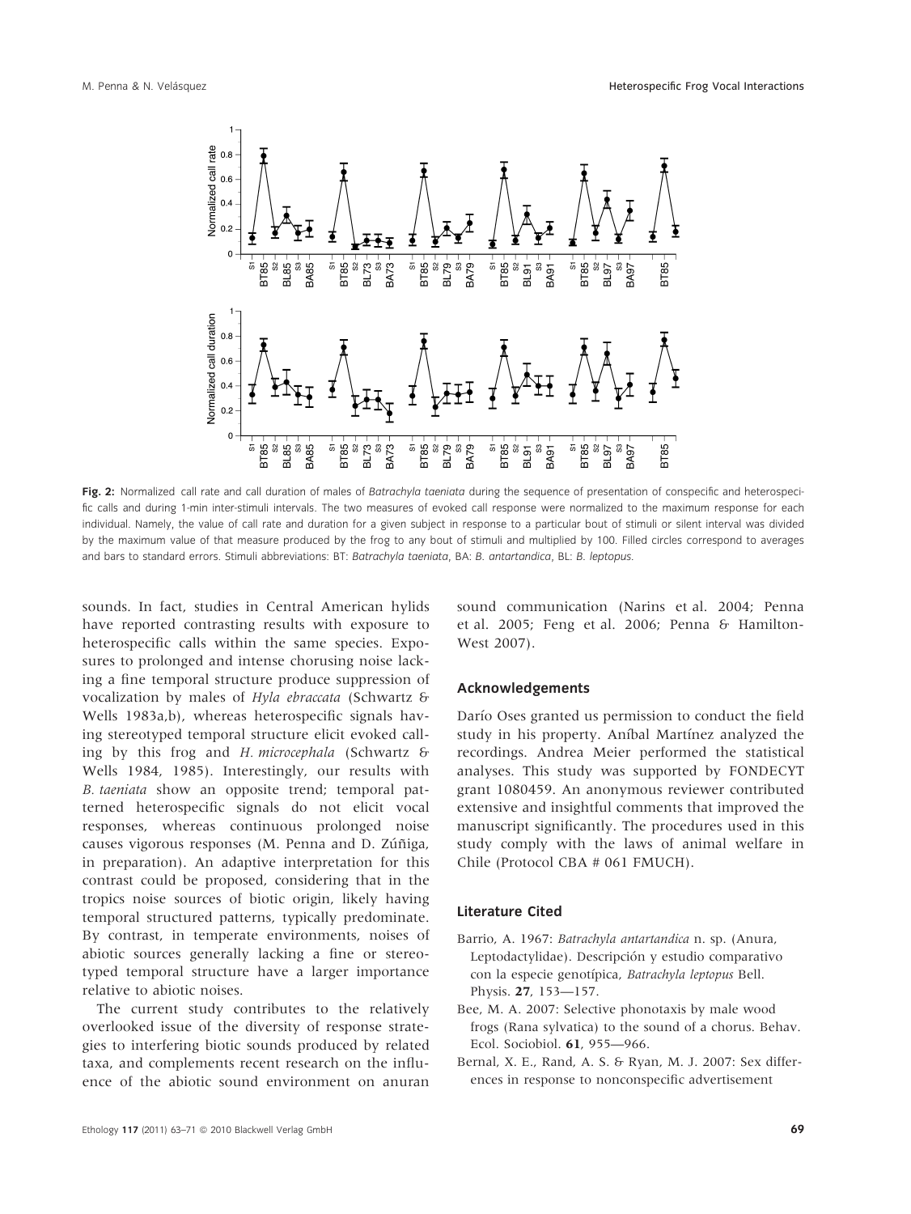**Fig. 2:** Normalized call rate and call duration of males of *Batrachyla taeniata* during the sequence of presentation of conspecific and heterospecific calls and during 1-min inter-stimuli intervals. The two measures of evoked call response were normalized to the maximum response for each individual. Namely, the value of call rate and duration for a given subject in response to a particular bout of stimuli or silent interval was divided by the maximum value of that measure produced by the frog to any bout of stimuli and multiplied by 100. Filled circles correspond to averages and bars to standard errors. Stimuli abbreviations: BT: *Batrachyla taeniata*, BA: *B. antartandica*, BL: *B. leptopus*.

sounds. In fact, studies in Central American hylids have reported contrasting results with exposure to heterospecific calls within the same species. Exposures to prolonged and intense chorusing noise lacking a fine temporal structure produce suppression of vocalization by males of *Hyla ebraccata* (Schwartz & Wells 1983a,b), whereas heterospecific signals having stereotyped temporal structure elicit evoked calling by this frog and *H. microcephala* (Schwartz & Wells 1984, 1985). Interestingly, our results with *B. taeniata* show an opposite trend; temporal patterned heterospecific signals do not elicit vocal responses, whereas continuous prolonged noise causes vigorous responses (M. Penna and D. Zúñiga, in preparation). An adaptive interpretation for this contrast could be proposed, considering that in the tropics noise sources of biotic origin, likely having temporal structured patterns, typically predominate. By contrast, in temperate environments, noises of abiotic sources generally lacking a fine or stereotyped temporal structure have a larger importance relative to abiotic noises.

The current study contributes to the relatively overlooked issue of the diversity of response strategies to interfering biotic sounds produced by related taxa, and complements recent research on the influence of the abiotic sound environment on anuran sound communication (Narins et al. 2004; Penna et al. 2005; Feng et al. 2006; Penna & Hamilton-West 2007).

## Acknowledgements

Darío Oses granted us permission to conduct the field study in his property. Aníbal Martínez analyzed the recordings. Andrea Meier performed the statistical analyses. This study was supported by FONDECYT grant 1080459. An anonymous reviewer contributed extensive and insightful comments that improved the manuscript significantly. The procedures used in this study comply with the laws of animal welfare in Chile (Protocol CBA # 061 FMUCH).

## Literature Cited

Barrio, A. 1967: *Batrachyla antartandica* n. sp. (Anura, Leptodactylidae). Descripción y estudio comparativo con la especie genotípica, *Batrachyla leptopus* Bell. Physis. **27**, 153—157.

Bee, M. A. 2007: Selective phonotaxis by male wood frogs (Rana sylvatica) to the sound of a chorus. Behav. Ecol. Sociobiol. **61**, 955—966.

Bernal, X. E., Rand, A. S. & Ryan, M. J. 2007: Sex differences in response to nonconspecific advertisement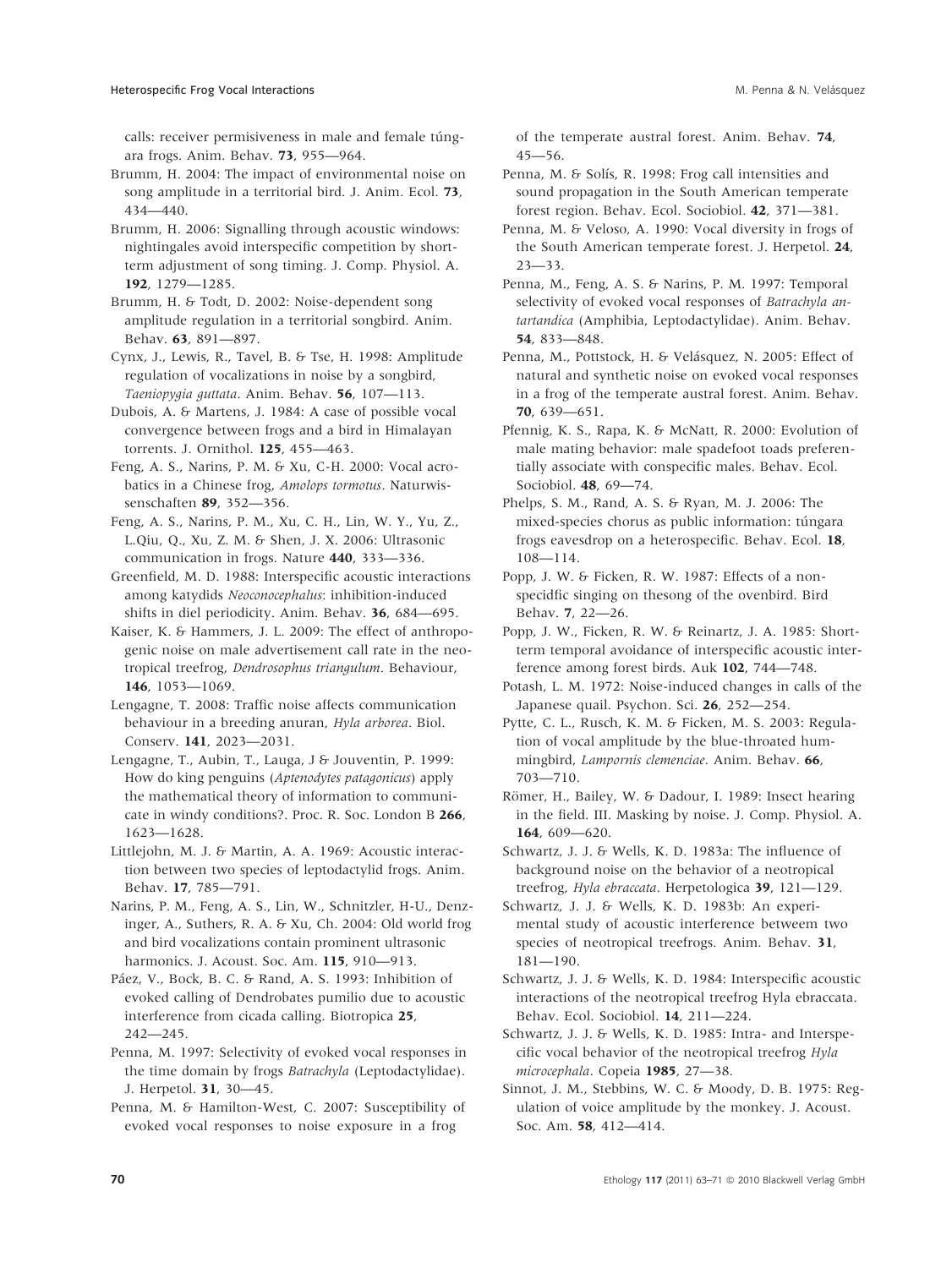calls: receiver permisiveness in male and female túngara frogs. Anim. Behav. **73**, 955—964.

Brumm, H. 2004: The impact of environmental noise on song amplitude in a territorial bird. J. Anim. Ecol. **73**, 434—440.

Brumm, H. 2006: Signalling through acoustic windows: nightingales avoid interspecific competition by short-term adjustment of song timing. J. Comp. Physiol. A. **192**, 1279—1285.

Brumm, H. & Todt, D. 2002: Noise-dependent song amplitude regulation in a territorial songbird. Anim. Behav. **63**, 891—897.

Cynx, J., Lewis, R., Tavel, B. & Tse, H. 1998: Amplitude regulation of vocalizations in noise by a songbird, *Taeniopygia guttata*. Anim. Behav. **56**, 107—113.

Dubois, A. & Martens, J. 1984: A case of possible vocal convergence between frogs and a bird in Himalayan torrents. J. Ornithol. **125**, 455—463.

Feng, A. S., Narins, P. M. & Xu, C-H. 2000: Vocal acrobatics in a Chinese frog, *Amolops tormotus*. Naturwissenschaften **89**, 352—356.

Feng, A. S., Narins, P. M., Xu, C. H., Lin, W. Y., Yu, Z., L.Qiu, Q., Xu, Z. M. & Shen, J. X. 2006: Ultrasonic communication in frogs. Nature **440**, 333—336.

Greenfield, M. D. 1988: Interspecific acoustic interactions among katydids *Neoconocephalus*: inhibition-induced shifts in diel periodicity. Anim. Behav. **36**, 684—695.

Kaiser, K. & Hammers, J. L. 2009: The effect of anthropogenic noise on male advertisement call rate in the neotropical treefrog, *Dendrosophus triangulum*. Behaviour, **146**, 1053—1069.

Lengagne, T. 2008: Traffic noise affects communication behaviour in a breeding anuran, *Hyla arborea*. Biol. Conserv. **141**, 2023—2031.

Lengagne, T., Aubin, T., Lauga, J & Jouventin, P. 1999: How do king penguins (*Aptenodytes patagonicus*) apply the mathematical theory of information to communicate in windy conditions?. Proc. R. Soc. London B **266**, 1623—1628.

Littlejohn, M. J. & Martin, A. A. 1969: Acoustic interaction between two species of leptodactylid frogs. Anim. Behav. **17**, 785—791.

Narins, P. M., Feng, A. S., Lin, W., Schnitzler, H-U., Denzinger, A., Suthers, R. A. & Xu, Ch. 2004: Old world frog and bird vocalizations contain prominent ultrasonic harmonics. J. Acoust. Soc. Am. **115**, 910—913.

Páez, V., Bock, B. C. & Rand, A. S. 1993: Inhibition of evoked calling of Dendrobates pumilio due to acoustic interference from cicada calling. Biotropica **25**, 242—245.

Penna, M. 1997: Selectivity of evoked vocal responses in the time domain by frogs *Batrachyla* (Leptodactylidae). J. Herpetol. **31**, 30—45.

Penna, M. & Hamilton-West, C. 2007: Susceptibility of evoked vocal responses to noise exposure in a frog of the temperate austral forest. Anim. Behav. **74**, 45—56.

Penna, M. & Solís, R. 1998: Frog call intensities and sound propagation in the South American temperate forest region. Behav. Ecol. Sociobiol. **42**, 371—381.

Penna, M. & Veloso, A. 1990: Vocal diversity in frogs of the South American temperate forest. J. Herpetol. **24**, 23—33.

Penna, M., Feng, A. S. & Narins, P. M. 1997: Temporal selectivity of evoked vocal responses of *Batrachyla antartandica* (Amphibia, Leptodactylidae). Anim. Behav. **54**, 833—848.

Penna, M., Pottstock, H. & Velásquez, N. 2005: Effect of natural and synthetic noise on evoked vocal responses in a frog of the temperate austral forest. Anim. Behav. **70**, 639—651.

Pfennig, K. S., Rapa, K. & McNatt, R. 2000: Evolution of male mating behavior: male spadefoot toads preferentially associate with conspecific males. Behav. Ecol. Sociobiol. **48**, 69—74.

Phelps, S. M., Rand, A. S. & Ryan, M. J. 2006: The mixed-species chorus as public information: túngara frogs eavesdrop on a heterospecific. Behav. Ecol. **18**, 108—114.

Popp, J. W. & Ficken, R. W. 1987: Effects of a non-specidfic singing on thesong of the ovenbird. Bird Behav. **7**, 22—26.

Popp, J. W., Ficken, R. W. & Reinartz, J. A. 1985: Short-term temporal avoidance of interspecific acoustic interference among forest birds. Auk **102**, 744—748.

Potash, L. M. 1972: Noise-induced changes in calls of the Japanese quail. Psychon. Sci. **26**, 252—254.

Pytte, C. L., Rusch, K. M. & Ficken, M. S. 2003: Regulation of vocal amplitude by the blue-throated hummingbird, *Lampornis clemenciae*. Anim. Behav. **66**, 703—710.

Römer, H., Bailey, W. & Dadour, I. 1989: Insect hearing in the field. III. Masking by noise. J. Comp. Physiol. A. **164**, 609—620.

Schwartz, J. J. & Wells, K. D. 1983a: The influence of background noise on the behavior of a neotropical treefrog, *Hyla ebraccata*. Herpetologica **39**, 121—129.

Schwartz, J. J. & Wells, K. D. 1983b: An experimental study of acoustic interference betweem two species of neotropical treefrogs. Anim. Behav. **31**, 181—190.

Schwartz, J. J. & Wells, K. D. 1984: Interspecific acoustic interactions of the neotropical treefrog Hyla ebraccata. Behav. Ecol. Sociobiol. **14**, 211—224.

Schwartz, J. J. & Wells, K. D. 1985: Intra- and Interspecific vocal behavior of the neotropical treefrog *Hyla microcephala*. Copeia **1985**, 27—38.

Sinnot, J. M., Stebbins, W. C. & Moody, D. B. 1975: Regulation of voice amplitude by the monkey. J. Acoust. Soc. Am. **58**, 412—414.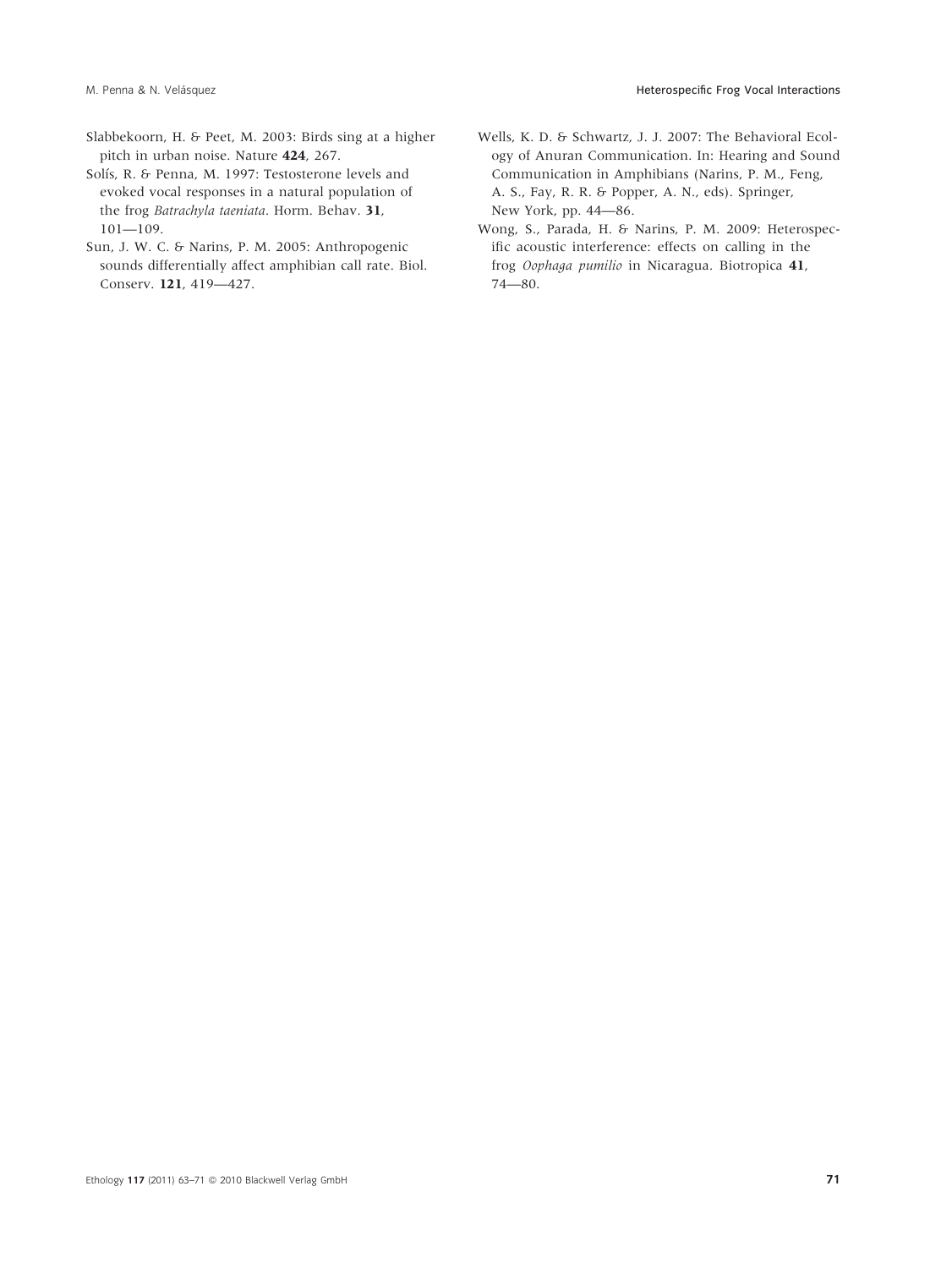Slabbekoorn, H. & Peet, M. 2003: Birds sing at a higher pitch in urban noise. Nature **424**, 267.

Solís, R. & Penna, M. 1997: Testosterone levels and evoked vocal responses in a natural population of the frog *Batrachyla taeniata*. Horm. Behav. **31**, 101—109.

Sun, J. W. C. & Narins, P. M. 2005: Anthropogenic sounds differentially affect amphibian call rate. Biol. Conserv. **121**, 419—427.

Wells, K. D. & Schwartz, J. J. 2007: The Behavioral Ecology of Anuran Communication. In: Hearing and Sound Communication in Amphibians (Narins, P. M., Feng, A. S., Fay, R. R. & Popper, A. N., eds). Springer, New York, pp. 44—86.

Wong, S., Parada, H. & Narins, P. M. 2009: Heterospecific acoustic interference: effects on calling in the frog *Oophaga pumilio* in Nicaragua. Biotropica **41**, 74—80.